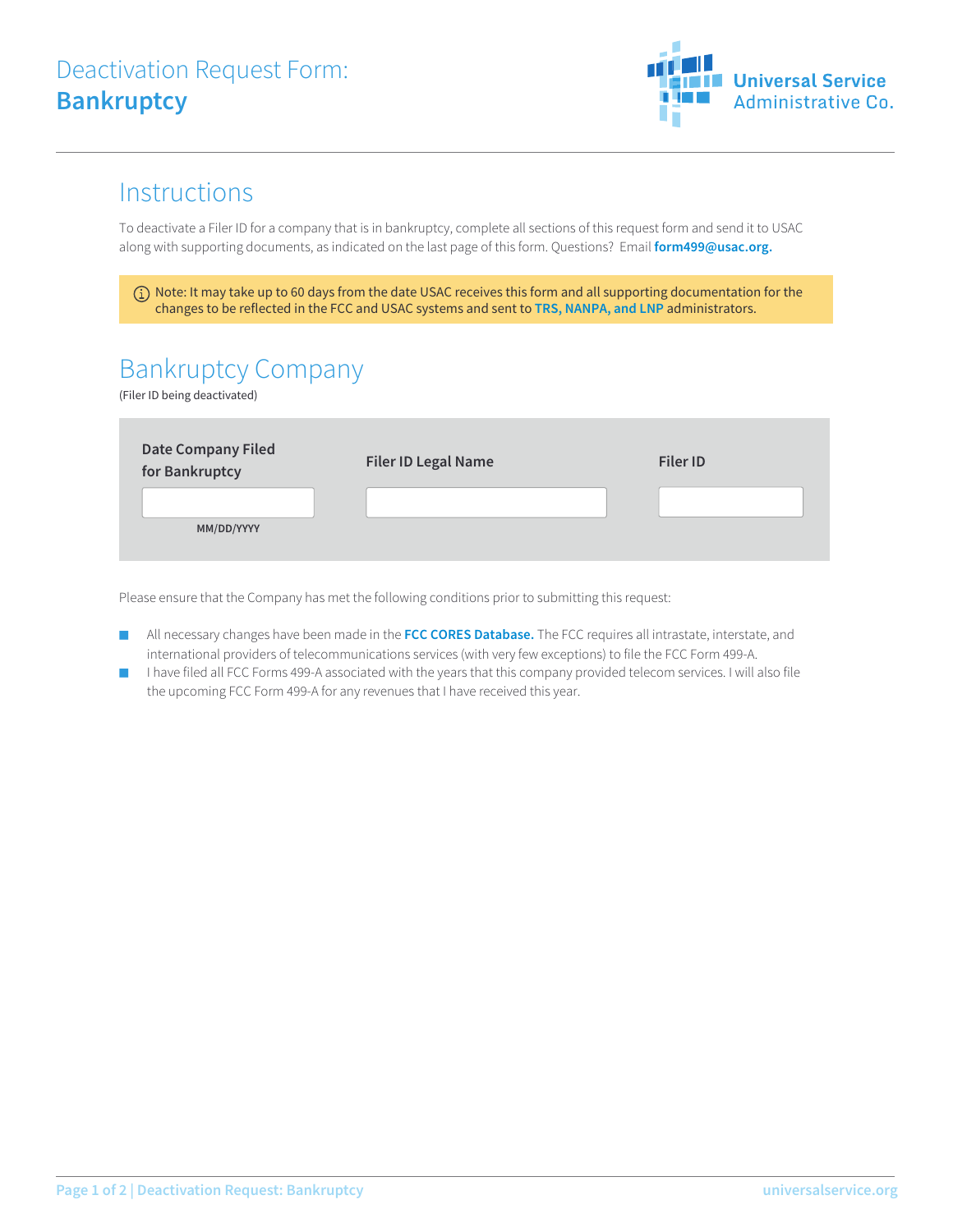# Deactivation Request Form: **Bankruptcy**

Universal Service Administrative Co.

## Instructions

To deactivate a Filer ID for a company that is in bankruptcy, complete all sections of this request form and send it to USAC along with supporting documents, as indicated on the last page of this form. Questions? Email **form499@usac.org.**

> Note: It may take up to 60 days from the date USAC receives this form and all supporting documentation for the changes to be reflected in the FCC and USAC systems and sent to **TRS, NANPA, and LNP** administrators.

## Bankruptcy Company

(Filer ID being deactivated)

| Date Company Filed for Bankruptcy | Filer ID Legal Name | Filer ID |
|---|---|---|
| MM/DD/YYYY | | |

Please ensure that the Company has met the following conditions prior to submitting this request:

- All necessary changes have been made in the **FCC CORES Database.** The FCC requires all intrastate, interstate, and international providers of telecommunications services (with very few exceptions) to file the FCC Form 499-A.
- I have filed all FCC Forms 499-A associated with the years that this company provided telecom services. I will also file the upcoming FCC Form 499-A for any revenues that I have received this year.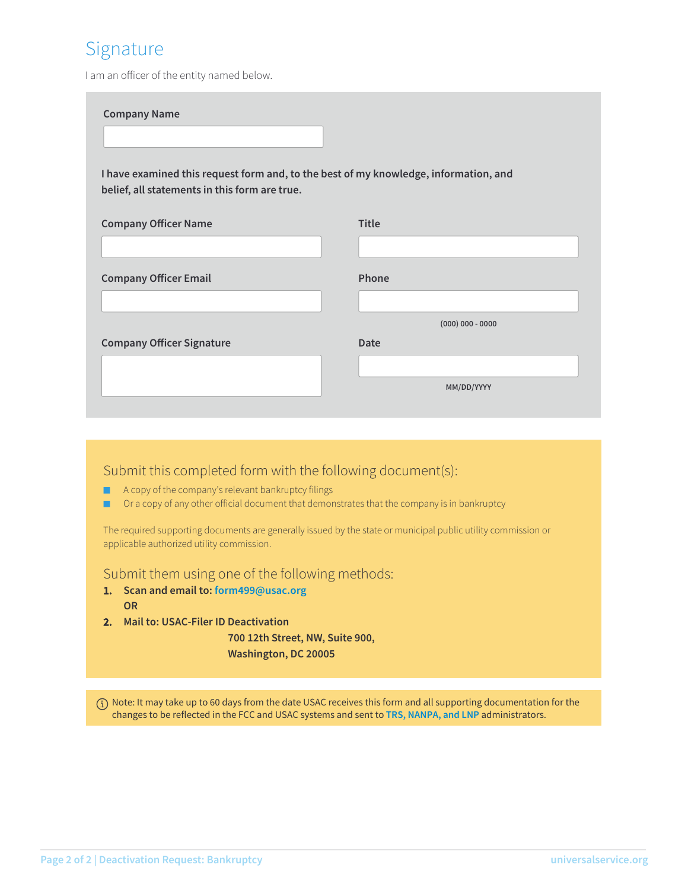## Signature

I am an officer of the entity named below.

**Company Name**

**I have examined this request form and, to the best of my knowledge, information, and belief, all statements in this form are true.**

**Company Officer Name**

**Title**

**Company Officer Email**

**Phone**

(000) 000 - 0000

**Company Officer Signature**

**Date**

MM/DD/YYYY

### Submit this completed form with the following document(s):

- A copy of the company's relevant bankruptcy filings
- Or a copy of any other official document that demonstrates that the company is in bankruptcy

The required supporting documents are generally issued by the state or municipal public utility commission or applicable authorized utility commission.

### Submit them using one of the following methods:

1. **Scan and email to: form499@usac.org**
   **OR**
2. **Mail to: USAC-Filer ID Deactivation**
   **700 12th Street, NW, Suite 900,**
   **Washington, DC 20005**

Note: It may take up to 60 days from the date USAC receives this form and all supporting documentation for the changes to be reflected in the FCC and USAC systems and sent to TRS, NANPA, and LNP administrators.